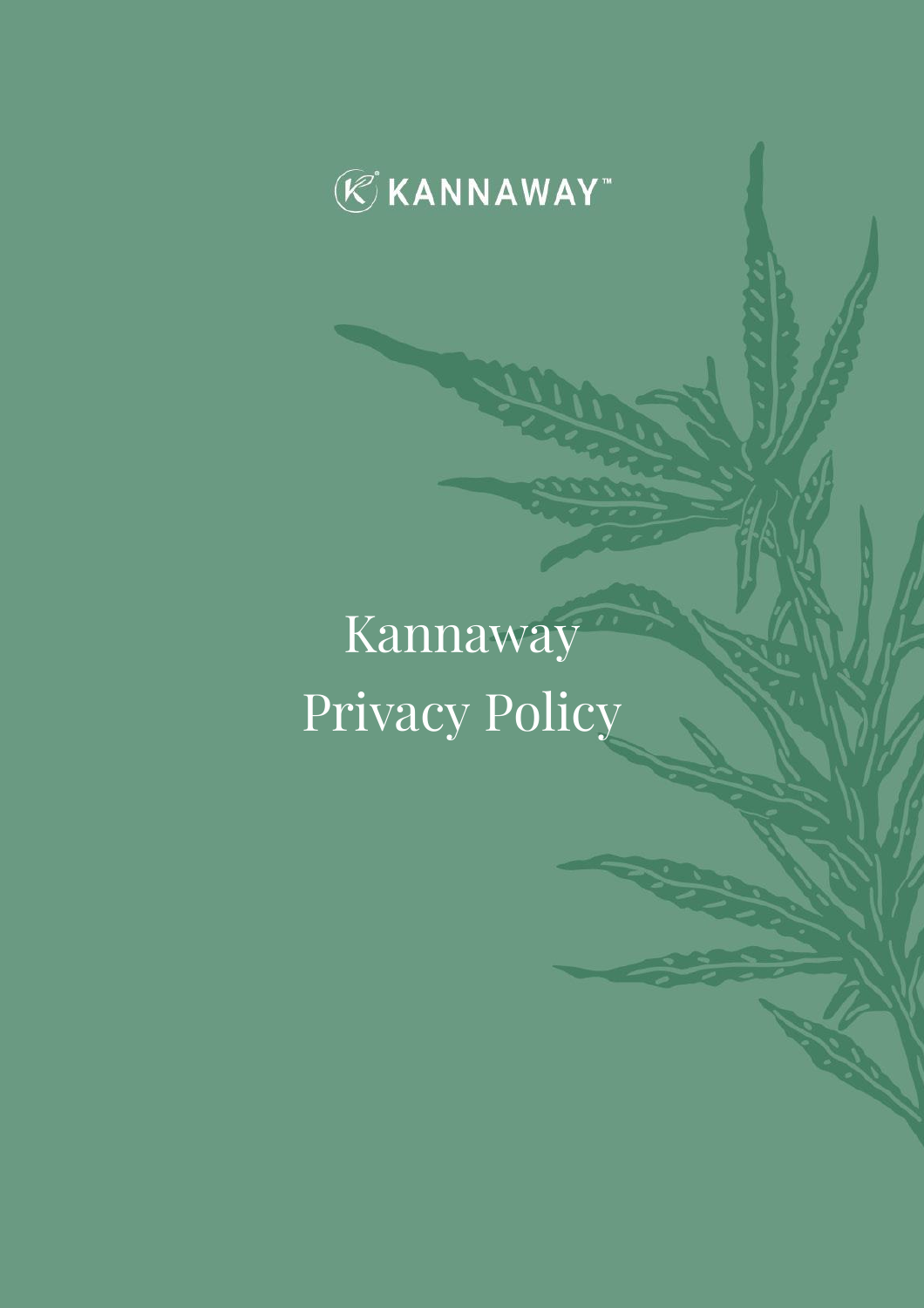KANNAWAY™

# Kannaway Privacy Policy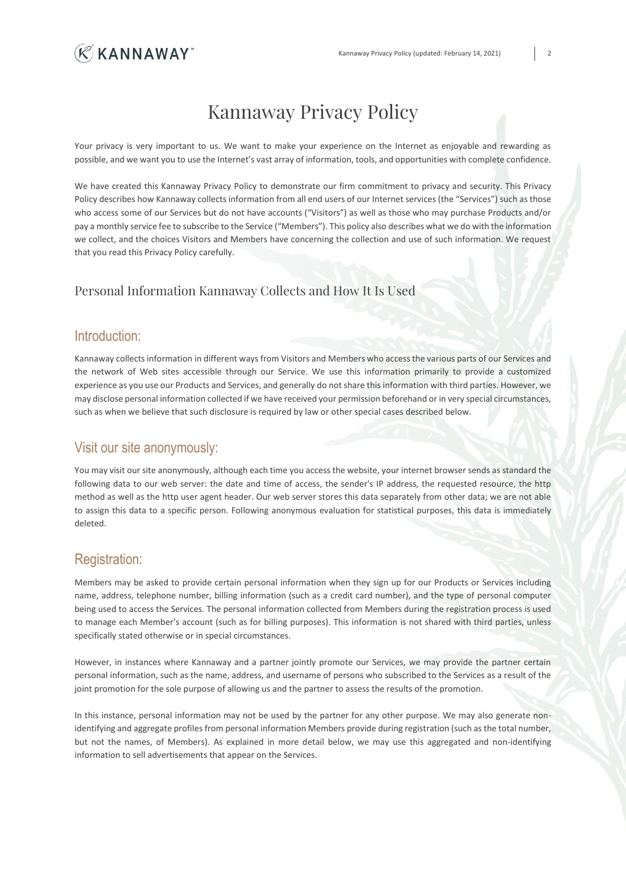# Kannaway Privacy Policy

Your privacy is very important to us. We want to make your experience on the Internet as enjoyable and rewarding as possible, and we want you to use the Internet's vast array of information, tools, and opportunities with complete confidence.

We have created this Kannaway Privacy Policy to demonstrate our firm commitment to privacy and security. This Privacy Policy describes how Kannaway collects information from all end users of our Internet services (the "Services") such as those who access some of our Services but do not have accounts ("Visitors") as well as those who may purchase Products and/or pay a monthly service fee to subscribe to the Service ("Members"). This policy also describes what we do with the information we collect, and the choices Visitors and Members have concerning the collection and use of such information. We request that you read this Privacy Policy carefully.

## Personal Information Kannaway Collects and How It Is Used

### Introduction:

Kannaway collects information in different ways from Visitors and Members who access the various parts of our Services and the network of Web sites accessible through our Service. We use this information primarily to provide a customized experience as you use our Products and Services, and generally do not share this information with third parties. However, we may disclose personal information collected if we have received your permission beforehand or in very special circumstances, such as when we believe that such disclosure is required by law or other special cases described below.

### Visit our site anonymously:

You may visit our site anonymously, although each time you access the website, your internet browser sends as standard the following data to our web server: the date and time of access, the sender's IP address, the requested resource, the http method as well as the http user agent header. Our web server stores this data separately from other data; we are not able to assign this data to a specific person. Following anonymous evaluation for statistical purposes, this data is immediately deleted.

### Registration:

Members may be asked to provide certain personal information when they sign up for our Products or Services including name, address, telephone number, billing information (such as a credit card number), and the type of personal computer being used to access the Services. The personal information collected from Members during the registration process is used to manage each Member's account (such as for billing purposes). This information is not shared with third parties, unless specifically stated otherwise or in special circumstances.

However, in instances where Kannaway and a partner jointly promote our Services, we may provide the partner certain personal information, such as the name, address, and username of persons who subscribed to the Services as a result of the joint promotion for the sole purpose of allowing us and the partner to assess the results of the promotion.

In this instance, personal information may not be used by the partner for any other purpose. We may also generate non-identifying and aggregate profiles from personal information Members provide during registration (such as the total number, but not the names, of Members). As explained in more detail below, we may use this aggregated and non-identifying information to sell advertisements that appear on the Services.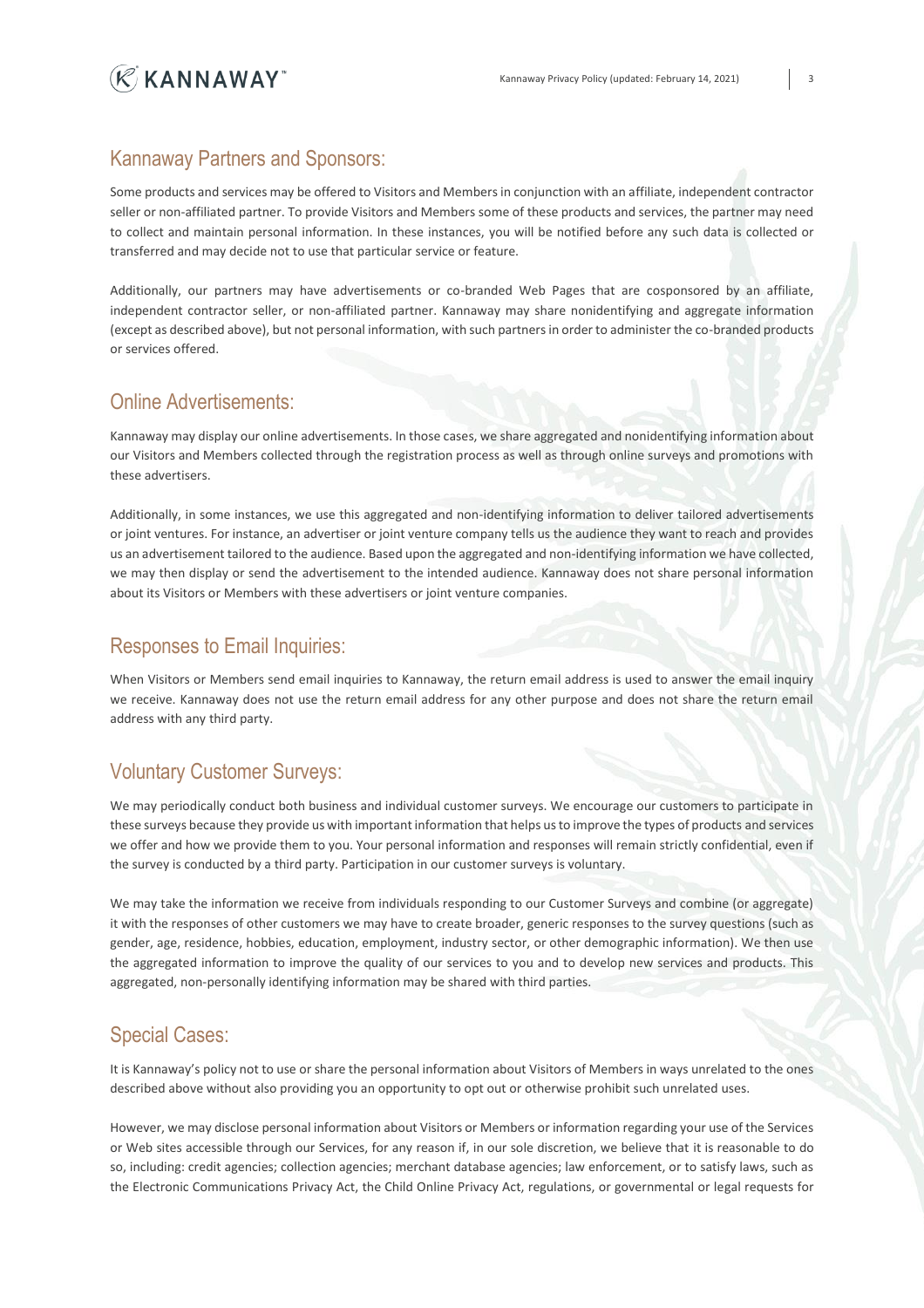## Kannaway Partners and Sponsors:

Some products and services may be offered to Visitors and Members in conjunction with an affiliate, independent contractor seller or non-affiliated partner. To provide Visitors and Members some of these products and services, the partner may need to collect and maintain personal information. In these instances, you will be notified before any such data is collected or transferred and may decide not to use that particular service or feature.

Additionally, our partners may have advertisements or co-branded Web Pages that are cosponsored by an affiliate, independent contractor seller, or non-affiliated partner. Kannaway may share nonidentifying and aggregate information (except as described above), but not personal information, with such partners in order to administer the co-branded products or services offered.

## Online Advertisements:

Kannaway may display our online advertisements. In those cases, we share aggregated and nonidentifying information about our Visitors and Members collected through the registration process as well as through online surveys and promotions with these advertisers.

Additionally, in some instances, we use this aggregated and non-identifying information to deliver tailored advertisements or joint ventures. For instance, an advertiser or joint venture company tells us the audience they want to reach and provides us an advertisement tailored to the audience. Based upon the aggregated and non-identifying information we have collected, we may then display or send the advertisement to the intended audience. Kannaway does not share personal information about its Visitors or Members with these advertisers or joint venture companies.

## Responses to Email Inquiries:

When Visitors or Members send email inquiries to Kannaway, the return email address is used to answer the email inquiry we receive. Kannaway does not use the return email address for any other purpose and does not share the return email address with any third party.

## Voluntary Customer Surveys:

We may periodically conduct both business and individual customer surveys. We encourage our customers to participate in these surveys because they provide us with important information that helps us to improve the types of products and services we offer and how we provide them to you. Your personal information and responses will remain strictly confidential, even if the survey is conducted by a third party. Participation in our customer surveys is voluntary.

We may take the information we receive from individuals responding to our Customer Surveys and combine (or aggregate) it with the responses of other customers we may have to create broader, generic responses to the survey questions (such as gender, age, residence, hobbies, education, employment, industry sector, or other demographic information). We then use the aggregated information to improve the quality of our services to you and to develop new services and products. This aggregated, non-personally identifying information may be shared with third parties.

## Special Cases:

It is Kannaway's policy not to use or share the personal information about Visitors of Members in ways unrelated to the ones described above without also providing you an opportunity to opt out or otherwise prohibit such unrelated uses.

However, we may disclose personal information about Visitors or Members or information regarding your use of the Services or Web sites accessible through our Services, for any reason if, in our sole discretion, we believe that it is reasonable to do so, including: credit agencies; collection agencies; merchant database agencies; law enforcement, or to satisfy laws, such as the Electronic Communications Privacy Act, the Child Online Privacy Act, regulations, or governmental or legal requests for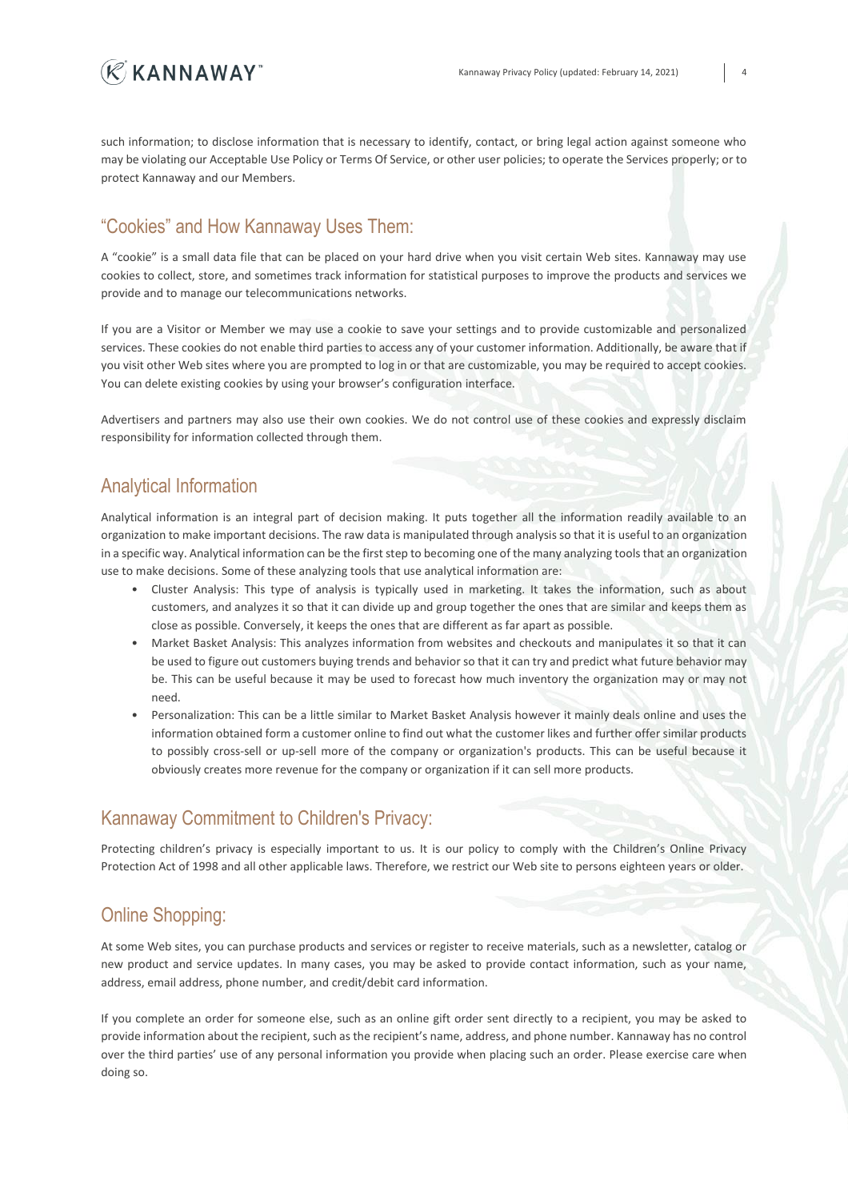such information; to disclose information that is necessary to identify, contact, or bring legal action against someone who may be violating our Acceptable Use Policy or Terms Of Service, or other user policies; to operate the Services properly; or to protect Kannaway and our Members.

## “Cookies” and How Kannaway Uses Them:

A “cookie” is a small data file that can be placed on your hard drive when you visit certain Web sites. Kannaway may use cookies to collect, store, and sometimes track information for statistical purposes to improve the products and services we provide and to manage our telecommunications networks.

If you are a Visitor or Member we may use a cookie to save your settings and to provide customizable and personalized services. These cookies do not enable third parties to access any of your customer information. Additionally, be aware that if you visit other Web sites where you are prompted to log in or that are customizable, you may be required to accept cookies. You can delete existing cookies by using your browser’s configuration interface.

Advertisers and partners may also use their own cookies. We do not control use of these cookies and expressly disclaim responsibility for information collected through them.

## Analytical Information

Analytical information is an integral part of decision making. It puts together all the information readily available to an organization to make important decisions. The raw data is manipulated through analysis so that it is useful to an organization in a specific way. Analytical information can be the first step to becoming one of the many analyzing tools that an organization use to make decisions. Some of these analyzing tools that use analytical information are:

- Cluster Analysis: This type of analysis is typically used in marketing. It takes the information, such as about customers, and analyzes it so that it can divide up and group together the ones that are similar and keeps them as close as possible. Conversely, it keeps the ones that are different as far apart as possible.
- Market Basket Analysis: This analyzes information from websites and checkouts and manipulates it so that it can be used to figure out customers buying trends and behavior so that it can try and predict what future behavior may be. This can be useful because it may be used to forecast how much inventory the organization may or may not need.
- Personalization: This can be a little similar to Market Basket Analysis however it mainly deals online and uses the information obtained form a customer online to find out what the customer likes and further offer similar products to possibly cross-sell or up-sell more of the company or organization's products. This can be useful because it obviously creates more revenue for the company or organization if it can sell more products.

## Kannaway Commitment to Children's Privacy:

Protecting children’s privacy is especially important to us. It is our policy to comply with the Children’s Online Privacy Protection Act of 1998 and all other applicable laws. Therefore, we restrict our Web site to persons eighteen years or older.

## Online Shopping:

At some Web sites, you can purchase products and services or register to receive materials, such as a newsletter, catalog or new product and service updates. In many cases, you may be asked to provide contact information, such as your name, address, email address, phone number, and credit/debit card information.

If you complete an order for someone else, such as an online gift order sent directly to a recipient, you may be asked to provide information about the recipient, such as the recipient’s name, address, and phone number. Kannaway has no control over the third parties’ use of any personal information you provide when placing such an order. Please exercise care when doing so.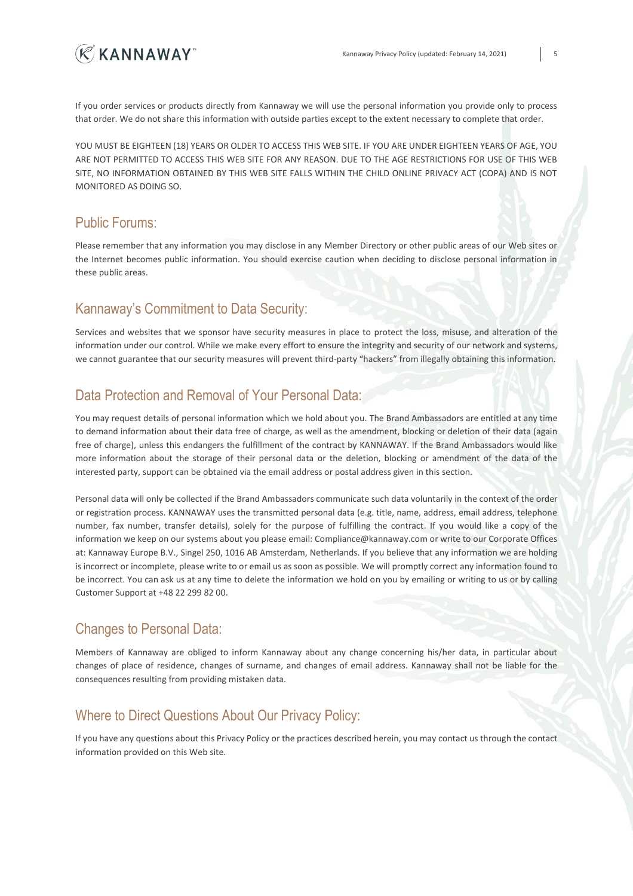If you order services or products directly from Kannaway we will use the personal information you provide only to process that order. We do not share this information with outside parties except to the extent necessary to complete that order.

YOU MUST BE EIGHTEEN (18) YEARS OR OLDER TO ACCESS THIS WEB SITE. IF YOU ARE UNDER EIGHTEEN YEARS OF AGE, YOU ARE NOT PERMITTED TO ACCESS THIS WEB SITE FOR ANY REASON. DUE TO THE AGE RESTRICTIONS FOR USE OF THIS WEB SITE, NO INFORMATION OBTAINED BY THIS WEB SITE FALLS WITHIN THE CHILD ONLINE PRIVACY ACT (COPA) AND IS NOT MONITORED AS DOING SO.

## Public Forums:

Please remember that any information you may disclose in any Member Directory or other public areas of our Web sites or the Internet becomes public information. You should exercise caution when deciding to disclose personal information in these public areas.

## Kannaway's Commitment to Data Security:

Services and websites that we sponsor have security measures in place to protect the loss, misuse, and alteration of the information under our control. While we make every effort to ensure the integrity and security of our network and systems, we cannot guarantee that our security measures will prevent third-party "hackers" from illegally obtaining this information.

## Data Protection and Removal of Your Personal Data:

You may request details of personal information which we hold about you. The Brand Ambassadors are entitled at any time to demand information about their data free of charge, as well as the amendment, blocking or deletion of their data (again free of charge), unless this endangers the fulfillment of the contract by KANNAWAY. If the Brand Ambassadors would like more information about the storage of their personal data or the deletion, blocking or amendment of the data of the interested party, support can be obtained via the email address or postal address given in this section.

Personal data will only be collected if the Brand Ambassadors communicate such data voluntarily in the context of the order or registration process. KANNAWAY uses the transmitted personal data (e.g. title, name, address, email address, telephone number, fax number, transfer details), solely for the purpose of fulfilling the contract. If you would like a copy of the information we keep on our systems about you please email: Compliance@kannaway.com or write to our Corporate Offices at: Kannaway Europe B.V., Singel 250, 1016 AB Amsterdam, Netherlands. If you believe that any information we are holding is incorrect or incomplete, please write to or email us as soon as possible. We will promptly correct any information found to be incorrect. You can ask us at any time to delete the information we hold on you by emailing or writing to us or by calling Customer Support at +48 22 299 82 00.

## Changes to Personal Data:

Members of Kannaway are obliged to inform Kannaway about any change concerning his/her data, in particular about changes of place of residence, changes of surname, and changes of email address. Kannaway shall not be liable for the consequences resulting from providing mistaken data.

## Where to Direct Questions About Our Privacy Policy:

If you have any questions about this Privacy Policy or the practices described herein, you may contact us through the contact information provided on this Web site.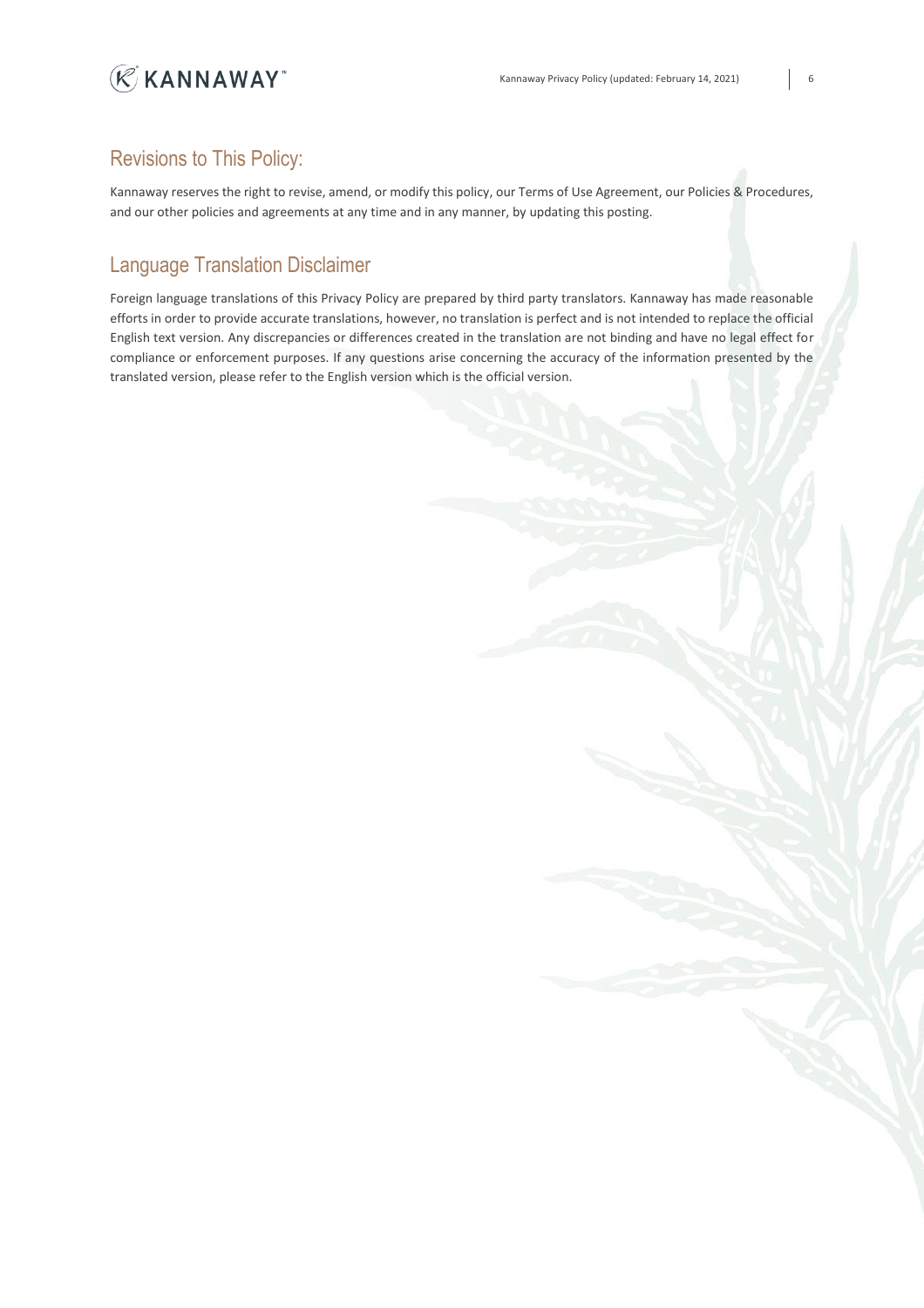## Revisions to This Policy:

Kannaway reserves the right to revise, amend, or modify this policy, our Terms of Use Agreement, our Policies & Procedures, and our other policies and agreements at any time and in any manner, by updating this posting.

## Language Translation Disclaimer

Foreign language translations of this Privacy Policy are prepared by third party translators. Kannaway has made reasonable efforts in order to provide accurate translations, however, no translation is perfect and is not intended to replace the official English text version. Any discrepancies or differences created in the translation are not binding and have no legal effect for compliance or enforcement purposes. If any questions arise concerning the accuracy of the information presented by the translated version, please refer to the English version which is the official version.